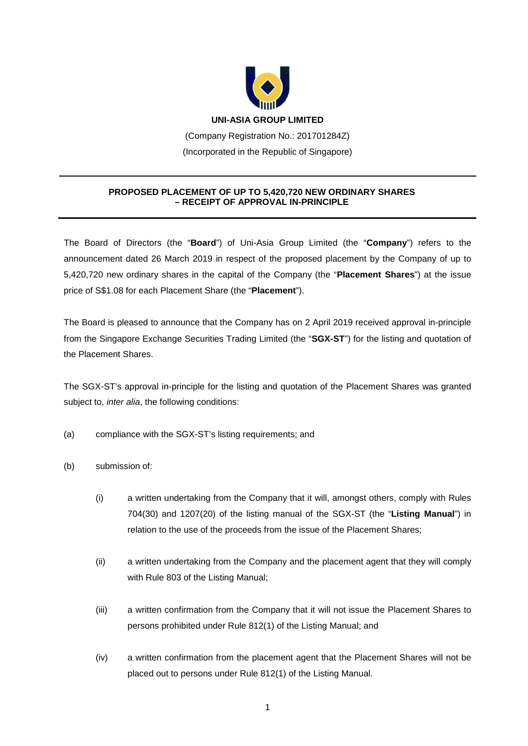**UNI-ASIA GROUP LIMITED**

(Company Registration No.: 201701284Z)
(Incorporated in the Republic of Singapore)

---

**PROPOSED PLACEMENT OF UP TO 5,420,720 NEW ORDINARY SHARES – RECEIPT OF APPROVAL IN-PRINCIPLE**

---

The Board of Directors (the "**Board**") of Uni-Asia Group Limited (the "**Company**") refers to the announcement dated 26 March 2019 in respect of the proposed placement by the Company of up to 5,420,720 new ordinary shares in the capital of the Company (the "**Placement Shares**") at the issue price of S$1.08 for each Placement Share (the "**Placement**").

The Board is pleased to announce that the Company has on 2 April 2019 received approval in-principle from the Singapore Exchange Securities Trading Limited (the "**SGX-ST**") for the listing and quotation of the Placement Shares.

The SGX-ST's approval in-principle for the listing and quotation of the Placement Shares was granted subject to, *inter alia*, the following conditions:

(a) compliance with the SGX-ST's listing requirements; and

(b) submission of:

  (i) a written undertaking from the Company that it will, amongst others, comply with Rules 704(30) and 1207(20) of the listing manual of the SGX-ST (the "**Listing Manual**") in relation to the use of the proceeds from the issue of the Placement Shares;

  (ii) a written undertaking from the Company and the placement agent that they will comply with Rule 803 of the Listing Manual;

  (iii) a written confirmation from the Company that it will not issue the Placement Shares to persons prohibited under Rule 812(1) of the Listing Manual; and

  (iv) a written confirmation from the placement agent that the Placement Shares will not be placed out to persons under Rule 812(1) of the Listing Manual.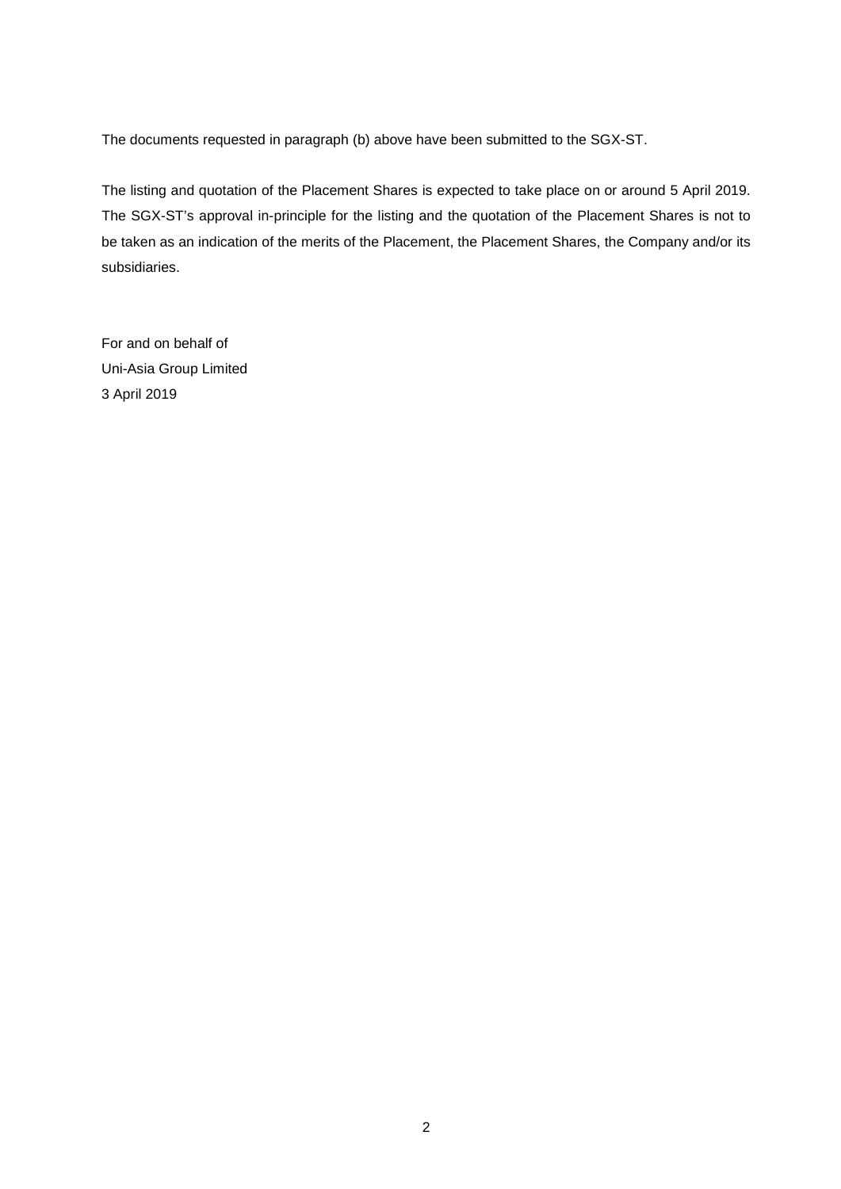The documents requested in paragraph (b) above have been submitted to the SGX-ST.

The listing and quotation of the Placement Shares is expected to take place on or around 5 April 2019. The SGX-ST's approval in-principle for the listing and the quotation of the Placement Shares is not to be taken as an indication of the merits of the Placement, the Placement Shares, the Company and/or its subsidiaries.

For and on behalf of
Uni-Asia Group Limited
3 April 2019